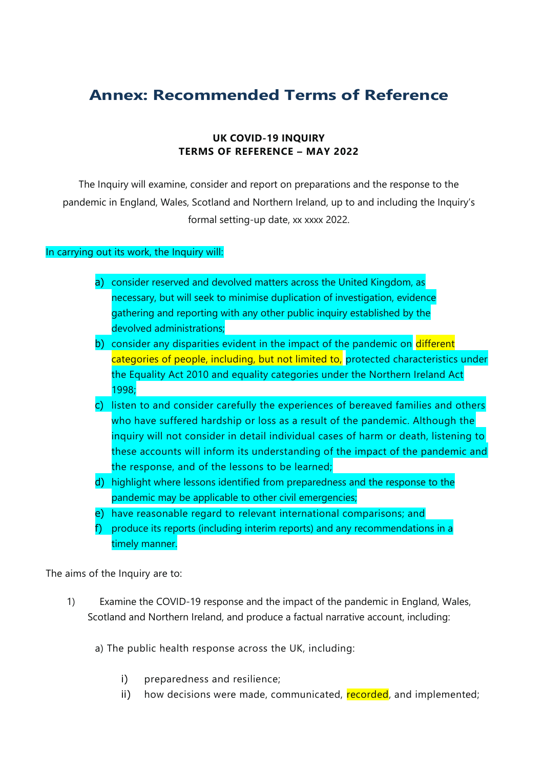# Annex: Recommended Terms of Reference

**UK COVID-19 INQUIRY**
**TERMS OF REFERENCE – MAY 2022**

The Inquiry will examine, consider and report on preparations and the response to the pandemic in England, Wales, Scotland and Northern Ireland, up to and including the Inquiry's formal setting-up date, xx xxxx 2022.

In carrying out its work, the Inquiry will:

a) consider reserved and devolved matters across the United Kingdom, as necessary, but will seek to minimise duplication of investigation, evidence gathering and reporting with any other public inquiry established by the devolved administrations;
b) consider any disparities evident in the impact of the pandemic on different categories of people, including, but not limited to, protected characteristics under the Equality Act 2010 and equality categories under the Northern Ireland Act 1998;
c) listen to and consider carefully the experiences of bereaved families and others who have suffered hardship or loss as a result of the pandemic. Although the inquiry will not consider in detail individual cases of harm or death, listening to these accounts will inform its understanding of the impact of the pandemic and the response, and of the lessons to be learned;
d) highlight where lessons identified from preparedness and the response to the pandemic may be applicable to other civil emergencies;
e) have reasonable regard to relevant international comparisons; and
f) produce its reports (including interim reports) and any recommendations in a timely manner.

The aims of the Inquiry are to:

1) Examine the COVID-19 response and the impact of the pandemic in England, Wales, Scotland and Northern Ireland, and produce a factual narrative account, including:

   a) The public health response across the UK, including:

      i) preparedness and resilience;
      ii) how decisions were made, communicated, recorded, and implemented;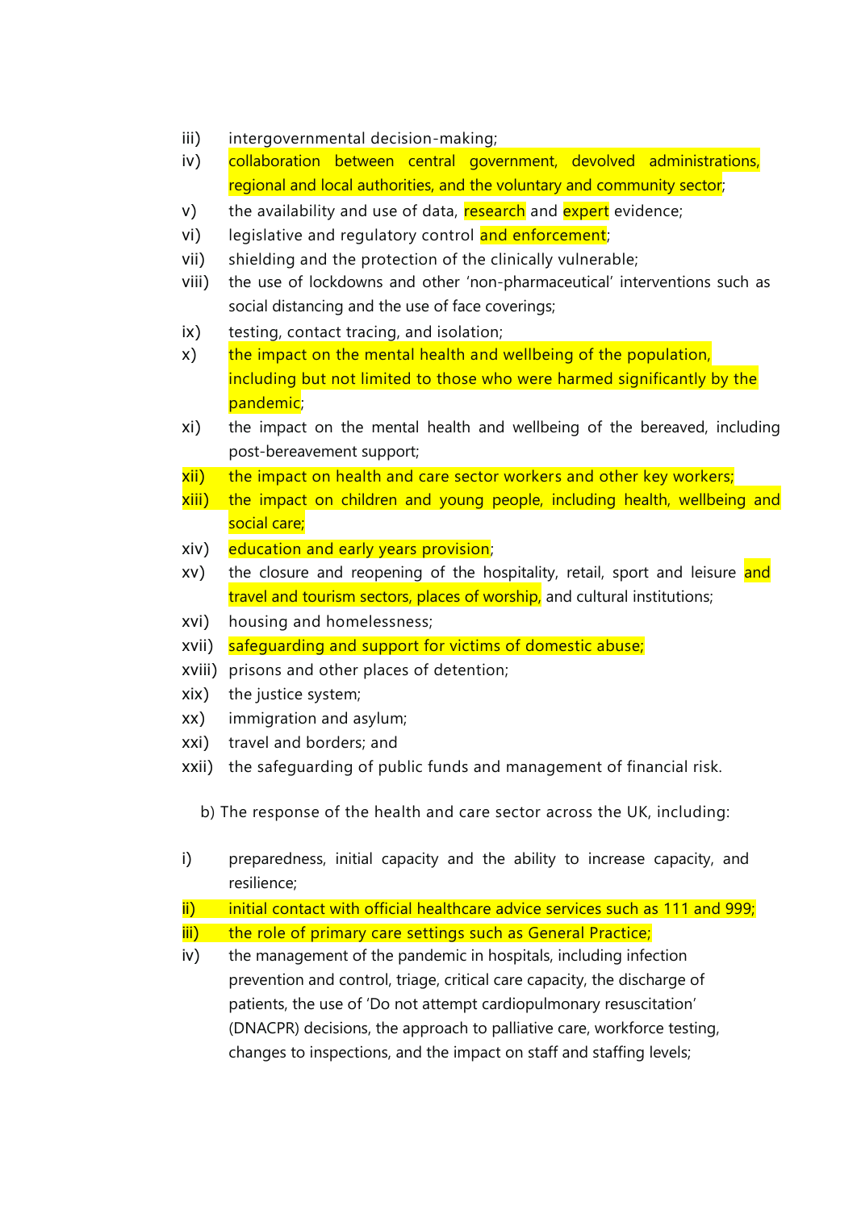iii) intergovernmental decision-making;

iv) collaboration between central government, devolved administrations, regional and local authorities, and the voluntary and community sector;

v) the availability and use of data, research and expert evidence;

vi) legislative and regulatory control and enforcement;

vii) shielding and the protection of the clinically vulnerable;

viii) the use of lockdowns and other 'non-pharmaceutical' interventions such as social distancing and the use of face coverings;

ix) testing, contact tracing, and isolation;

x) the impact on the mental health and wellbeing of the population, including but not limited to those who were harmed significantly by the pandemic;

xi) the impact on the mental health and wellbeing of the bereaved, including post-bereavement support;

xii) the impact on health and care sector workers and other key workers;

xiii) the impact on children and young people, including health, wellbeing and social care;

xiv) education and early years provision;

xv) the closure and reopening of the hospitality, retail, sport and leisure and travel and tourism sectors, places of worship, and cultural institutions;

xvi) housing and homelessness;

xvii) safeguarding and support for victims of domestic abuse;

xviii) prisons and other places of detention;

xix) the justice system;

xx) immigration and asylum;

xxi) travel and borders; and

xxii) the safeguarding of public funds and management of financial risk.

b) The response of the health and care sector across the UK, including:

i) preparedness, initial capacity and the ability to increase capacity, and resilience;

ii) initial contact with official healthcare advice services such as 111 and 999;

iii) the role of primary care settings such as General Practice;

iv) the management of the pandemic in hospitals, including infection prevention and control, triage, critical care capacity, the discharge of patients, the use of 'Do not attempt cardiopulmonary resuscitation' (DNACPR) decisions, the approach to palliative care, workforce testing, changes to inspections, and the impact on staff and staffing levels;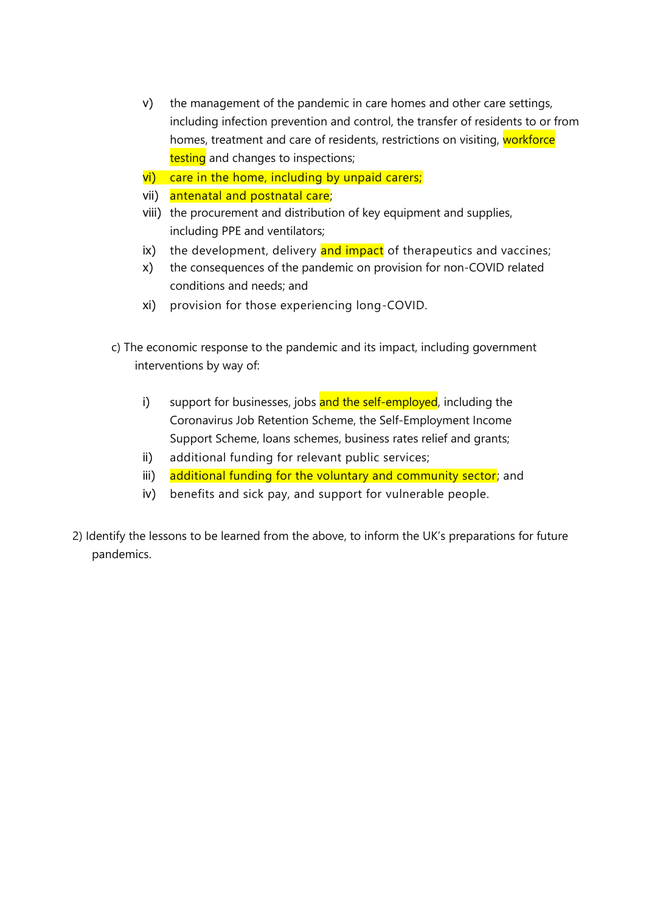v) the management of the pandemic in care homes and other care settings, including infection prevention and control, the transfer of residents to or from homes, treatment and care of residents, restrictions on visiting, workforce testing and changes to inspections;

vi) care in the home, including by unpaid carers;

vii) antenatal and postnatal care;

viii) the procurement and distribution of key equipment and supplies, including PPE and ventilators;

ix) the development, delivery and impact of therapeutics and vaccines;

x) the consequences of the pandemic on provision for non-COVID related conditions and needs; and

xi) provision for those experiencing long-COVID.

c) The economic response to the pandemic and its impact, including government interventions by way of:

i) support for businesses, jobs and the self-employed, including the Coronavirus Job Retention Scheme, the Self-Employment Income Support Scheme, loans schemes, business rates relief and grants;

ii) additional funding for relevant public services;

iii) additional funding for the voluntary and community sector; and

iv) benefits and sick pay, and support for vulnerable people.

2) Identify the lessons to be learned from the above, to inform the UK's preparations for future pandemics.